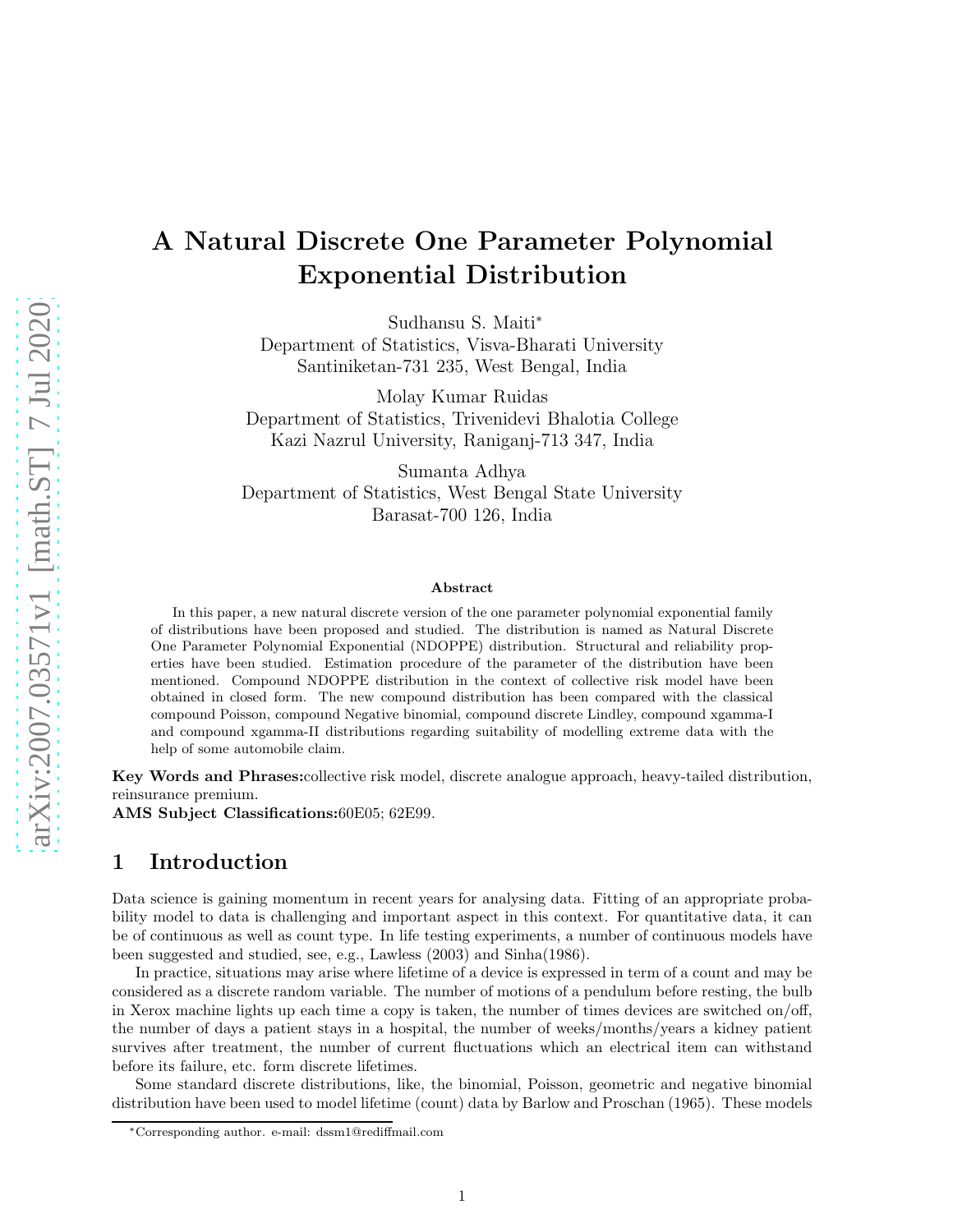# A Natural Discrete One Parameter Polynomial Exponential Distribution

Sudhansu S. Maiti[*]
Department of Statistics, Visva-Bharati University
Santiniketan-731 235, West Bengal, India

Molay Kumar Ruidas
Department of Statistics, Trivenidevi Bhalotia College
Kazi Nazrul University, Raniganj-713 347, India

Sumanta Adhya
Department of Statistics, West Bengal State University
Barasat-700 126, India

**Abstract**

In this paper, a new natural discrete version of the one parameter polynomial exponential family of distributions have been proposed and studied. The distribution is named as Natural Discrete One Parameter Polynomial Exponential (NDOPPE) distribution. Structural and reliability properties have been studied. Estimation procedure of the parameter of the distribution have been mentioned. Compound NDOPPE distribution in the context of collective risk model have been obtained in closed form. The new compound distribution has been compared with the classical compound Poisson, compound Negative binomial, compound discrete Lindley, compound xgamma-I and compound xgamma-II distributions regarding suitability of modelling extreme data with the help of some automobile claim.

**Key Words and Phrases:**collective risk model, discrete analogue approach, heavy-tailed distribution, reinsurance premium.
**AMS Subject Classifications:**60E05; 62E99.

## 1 Introduction

Data science is gaining momentum in recent years for analysing data. Fitting of an appropriate probability model to data is challenging and important aspect in this context. For quantitative data, it can be of continuous as well as count type. In life testing experiments, a number of continuous models have been suggested and studied, see, e.g., Lawless (2003) and Sinha(1986).

In practice, situations may arise where lifetime of a device is expressed in term of a count and may be considered as a discrete random variable. The number of motions of a pendulum before resting, the bulb in Xerox machine lights up each time a copy is taken, the number of times devices are switched on/off, the number of days a patient stays in a hospital, the number of weeks/months/years a kidney patient survives after treatment, the number of current fluctuations which an electrical item can withstand before its failure, etc. form discrete lifetimes.

Some standard discrete distributions, like, the binomial, Poisson, geometric and negative binomial distribution have been used to model lifetime (count) data by Barlow and Proschan (1965). These models

[*]Corresponding author. e-mail: dssm1@rediffmail.com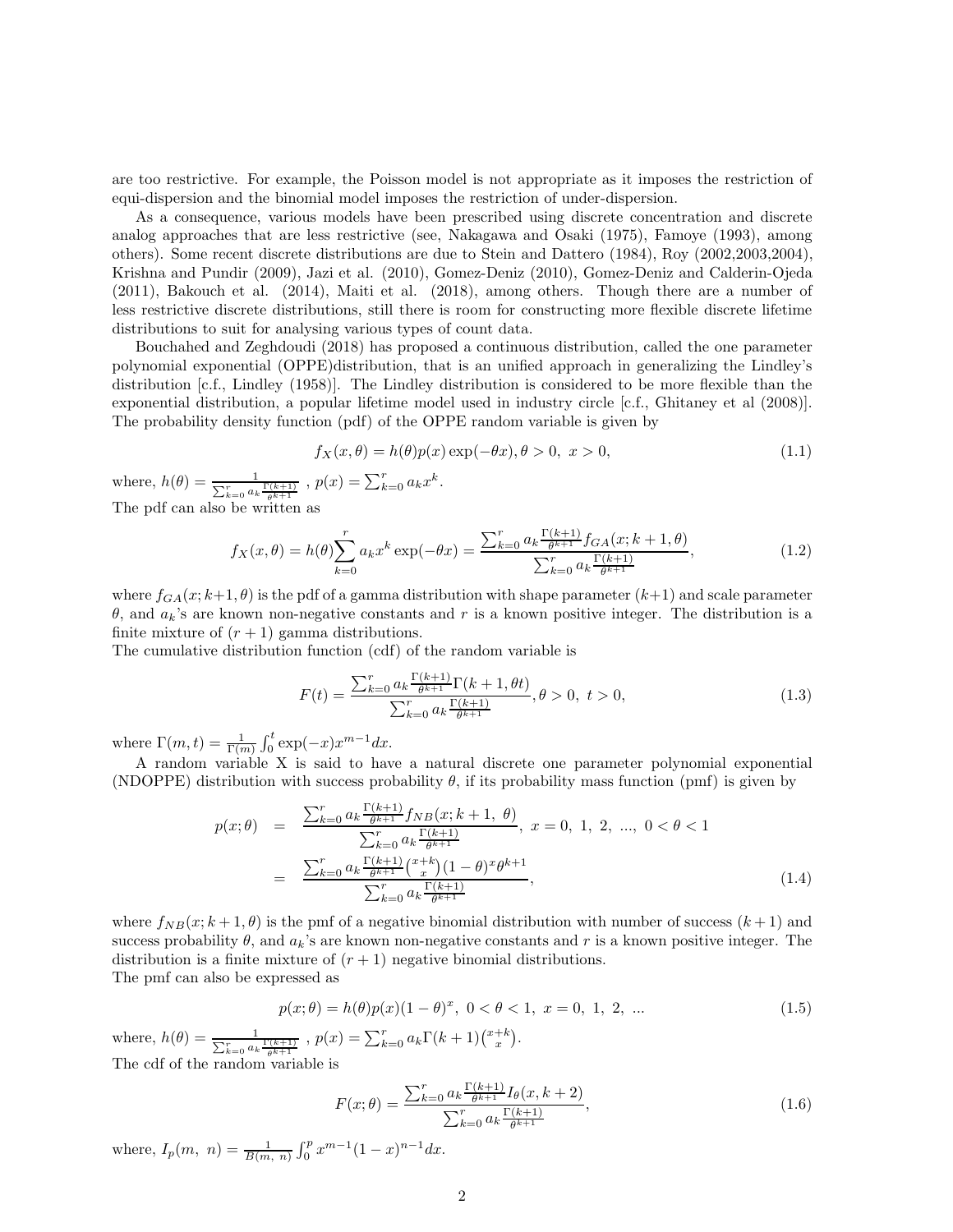are too restrictive. For example, the Poisson model is not appropriate as it imposes the restriction of equi-dispersion and the binomial model imposes the restriction of under-dispersion.

As a consequence, various models have been prescribed using discrete concentration and discrete analog approaches that are less restrictive (see, Nakagawa and Osaki (1975), Famoye (1993), among others). Some recent discrete distributions are due to Stein and Dattero (1984), Roy (2002,2003,2004), Krishna and Pundir (2009), Jazi et al. (2010), Gomez-Deniz (2010), Gomez-Deniz and Calderin-Ojeda (2011), Bakouch et al. (2014), Maiti et al. (2018), among others. Though there are a number of less restrictive discrete distributions, still there is room for constructing more flexible discrete lifetime distributions to suit for analysing various types of count data.

Bouchahed and Zeghdoudi (2018) has proposed a continuous distribution, called the one parameter polynomial exponential (OPPE)distribution, that is an unified approach in generalizing the Lindley's distribution [c.f., Lindley (1958)]. The Lindley distribution is considered to be more flexible than the exponential distribution, a popular lifetime model used in industry circle [c.f., Ghitaney et al (2008)]. The probability density function (pdf) of the OPPE random variable is given by

$$f_X(x, \theta) = h(\theta)p(x)\exp(-\theta x), \theta > 0,\ x > 0, \tag{1.1}$$

where, $h(\theta) = \frac{1}{\sum_{k=0}^{r} a_k \frac{\Gamma(k+1)}{\theta^{k+1}}}$ , $p(x) = \sum_{k=0}^{r} a_k x^k$.

The pdf can also be written as

$$f_X(x, \theta) = h(\theta) \sum_{k=0}^{r} a_k x^k \exp(-\theta x) = \frac{\sum_{k=0}^{r} a_k \frac{\Gamma(k+1)}{\theta^{k+1}} f_{GA}(x; k+1, \theta)}{\sum_{k=0}^{r} a_k \frac{\Gamma(k+1)}{\theta^{k+1}}}, \tag{1.2}$$

where $f_{GA}(x; k+1, \theta)$ is the pdf of a gamma distribution with shape parameter $(k+1)$ and scale parameter $\theta$, and $a_k$'s are known non-negative constants and $r$ is a known positive integer. The distribution is a finite mixture of $(r+1)$ gamma distributions.

The cumulative distribution function (cdf) of the random variable is

$$F(t) = \frac{\sum_{k=0}^{r} a_k \frac{\Gamma(k+1)}{\theta^{k+1}} \Gamma(k+1, \theta t)}{\sum_{k=0}^{r} a_k \frac{\Gamma(k+1)}{\theta^{k+1}}}, \theta > 0,\ t > 0, \tag{1.3}$$

where $\Gamma(m, t) = \frac{1}{\Gamma(m)} \int_0^t \exp(-x) x^{m-1} dx$.

A random variable X is said to have a natural discrete one parameter polynomial exponential (NDOPPE) distribution with success probability $\theta$, if its probability mass function (pmf) is given by

$$\begin{aligned} p(x; \theta) &= \frac{\sum_{k=0}^{r} a_k \frac{\Gamma(k+1)}{\theta^{k+1}} f_{NB}(x; k+1,\ \theta)}{\sum_{k=0}^{r} a_k \frac{\Gamma(k+1)}{\theta^{k+1}}},\ x = 0,\ 1,\ 2,\ ...,\ 0 < \theta < 1 \\ &= \frac{\sum_{k=0}^{r} a_k \frac{\Gamma(k+1)}{\theta^{k+1}} \binom{x+k}{x} (1-\theta)^x \theta^{k+1}}{\sum_{k=0}^{r} a_k \frac{\Gamma(k+1)}{\theta^{k+1}}}, \end{aligned} \tag{1.4}$$

where $f_{NB}(x; k+1, \theta)$ is the pmf of a negative binomial distribution with number of success $(k+1)$ and success probability $\theta$, and $a_k$'s are known non-negative constants and $r$ is a known positive integer. The distribution is a finite mixture of $(r+1)$ negative binomial distributions.

The pmf can also be expressed as

$$p(x; \theta) = h(\theta)p(x)(1-\theta)^x,\ 0 < \theta < 1,\ x = 0,\ 1,\ 2,\ ... \tag{1.5}$$

where, $h(\theta) = \frac{1}{\sum_{k=0}^{r} a_k \frac{\Gamma(k+1)}{\theta^{k+1}}}$ , $p(x) = \sum_{k=0}^{r} a_k \Gamma(k+1) \binom{x+k}{x}$.

The cdf of the random variable is

$$F(x; \theta) = \frac{\sum_{k=0}^{r} a_k \frac{\Gamma(k+1)}{\theta^{k+1}} I_\theta(x, k+2)}{\sum_{k=0}^{r} a_k \frac{\Gamma(k+1)}{\theta^{k+1}}}, \tag{1.6}$$

where, $I_p(m,\ n) = \frac{1}{B(m,\ n)} \int_0^p x^{m-1}(1-x)^{n-1} dx$.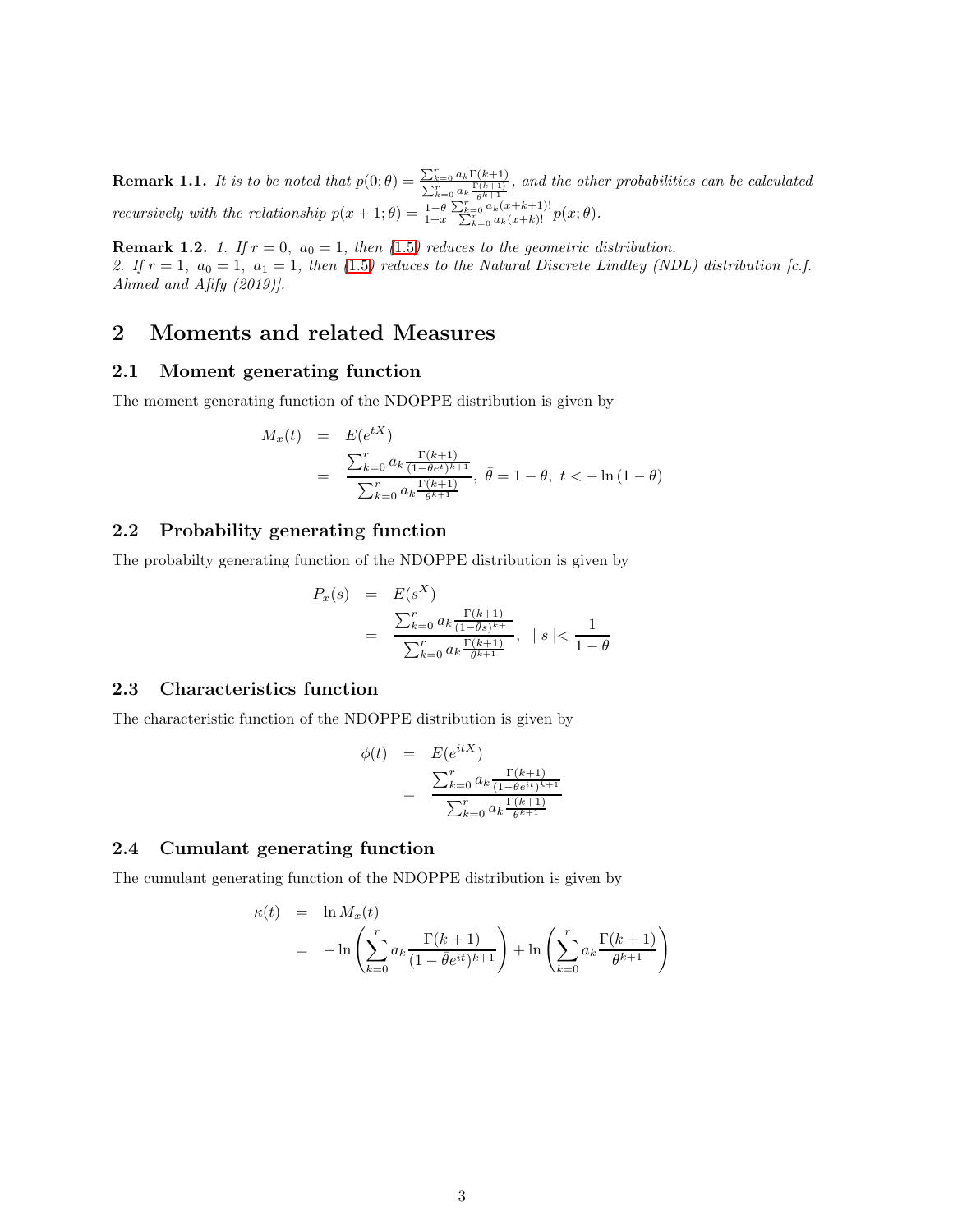**Remark 1.1.** *It is to be noted that* $p(0;\theta) = \frac{\sum_{k=0}^{r} a_k \Gamma(k+1)}{\sum_{k=0}^{r} a_k \frac{\Gamma(k+1)}{\theta^{k+1}}}$*, and the other probabilities can be calculated recursively with the relationship* $p(x+1;\theta) = \frac{1-\theta}{1+x} \frac{\sum_{k=0}^{r} a_k (x+k+1)!}{\sum_{k=0}^{r} a_k (x+k)!} p(x;\theta)$.

**Remark 1.2.** *1. If* $r = 0,\ a_0 = 1$*, then* (1.5) *reduces to the geometric distribution.*
*2. If* $r = 1,\ a_0 = 1,\ a_1 = 1$*, then* (1.5) *reduces to the Natural Discrete Lindley (NDL) distribution [c.f. Ahmed and Afify (2019)].*

# 2 Moments and related Measures

## 2.1 Moment generating function

The moment generating function of the NDOPPE distribution is given by

$$\begin{aligned} M_x(t) &= E(e^{tX}) \\ &= \frac{\sum_{k=0}^{r} a_k \frac{\Gamma(k+1)}{(1-\bar{\theta} e^t)^{k+1}}}{\sum_{k=0}^{r} a_k \frac{\Gamma(k+1)}{\theta^{k+1}}},\ \bar{\theta} = 1-\theta,\ t < -\ln(1-\theta) \end{aligned}$$

## 2.2 Probability generating function

The probabilty generating function of the NDOPPE distribution is given by

$$\begin{aligned} P_x(s) &= E(s^X) \\ &= \frac{\sum_{k=0}^{r} a_k \frac{\Gamma(k+1)}{(1-\bar{\theta} s)^{k+1}}}{\sum_{k=0}^{r} a_k \frac{\Gamma(k+1)}{\theta^{k+1}}},\ \mid s \mid < \frac{1}{1-\theta} \end{aligned}$$

## 2.3 Characteristics function

The characteristic function of the NDOPPE distribution is given by

$$\begin{aligned} \phi(t) &= E(e^{itX}) \\ &= \frac{\sum_{k=0}^{r} a_k \frac{\Gamma(k+1)}{(1-\bar{\theta} e^{it})^{k+1}}}{\sum_{k=0}^{r} a_k \frac{\Gamma(k+1)}{\theta^{k+1}}} \end{aligned}$$

## 2.4 Cumulant generating function

The cumulant generating function of the NDOPPE distribution is given by

$$\begin{aligned} \kappa(t) &= \ln M_x(t) \\ &= -\ln\left(\sum_{k=0}^{r} a_k \frac{\Gamma(k+1)}{(1-\bar{\theta} e^{it})^{k+1}}\right) + \ln\left(\sum_{k=0}^{r} a_k \frac{\Gamma(k+1)}{\theta^{k+1}}\right) \end{aligned}$$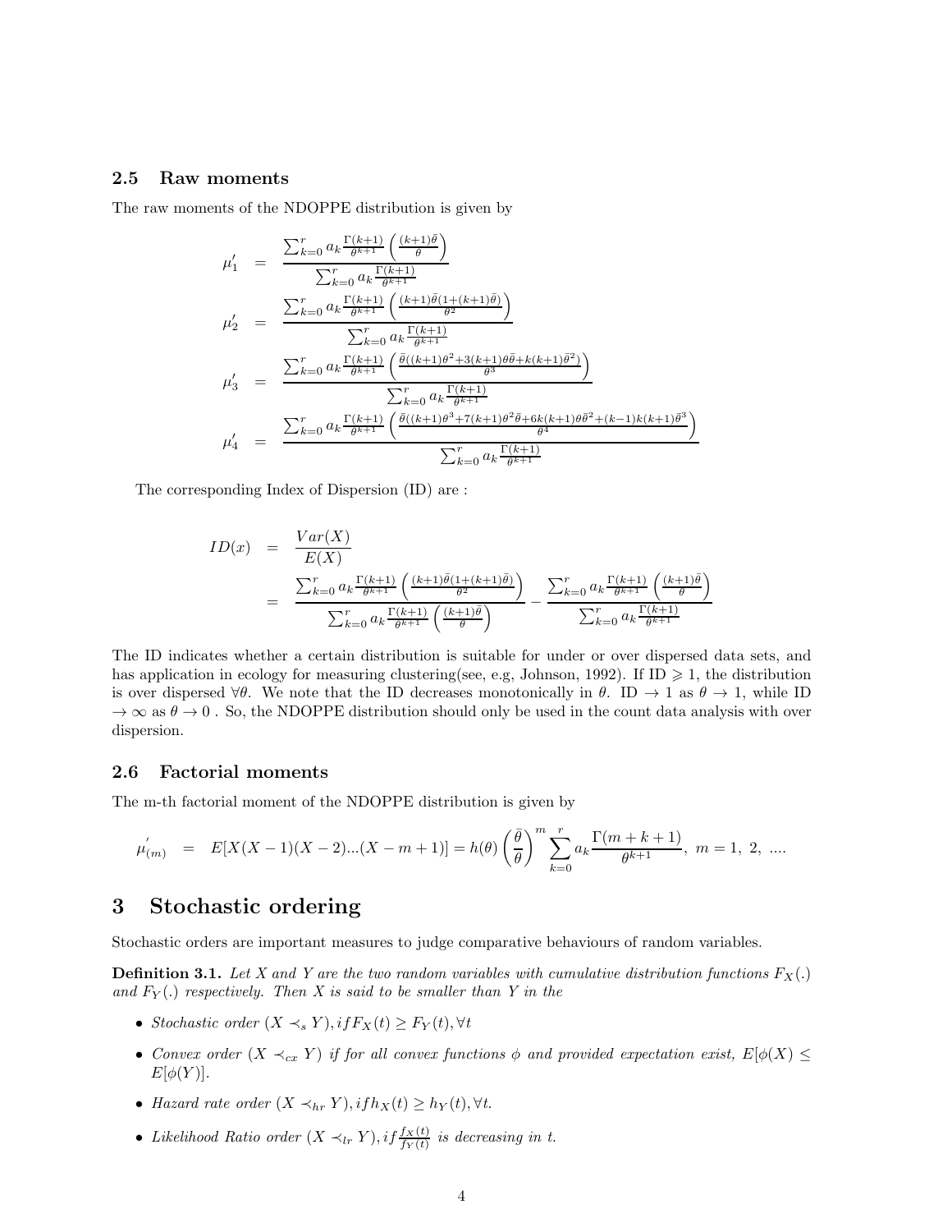### 2.5 Raw moments

The raw moments of the NDOPPE distribution is given by

$$
\begin{aligned}
\mu_1^{'} &= \frac{\sum_{k=0}^{r} a_k \frac{\Gamma(k+1)}{\theta^{k+1}} \left(\frac{(k+1)\bar{\theta}}{\theta}\right)}{\sum_{k=0}^{r} a_k \frac{\Gamma(k+1)}{\theta^{k+1}}} \\
\mu_2^{'} &= \frac{\sum_{k=0}^{r} a_k \frac{\Gamma(k+1)}{\theta^{k+1}} \left(\frac{(k+1)\bar{\theta}(1+(k+1)\bar{\theta})}{\theta^2}\right)}{\sum_{k=0}^{r} a_k \frac{\Gamma(k+1)}{\theta^{k+1}}} \\
\mu_3^{'} &= \frac{\sum_{k=0}^{r} a_k \frac{\Gamma(k+1)}{\theta^{k+1}} \left(\frac{\bar{\theta}((k+1)\theta^2+3(k+1)\theta\bar{\theta}+k(k+1)\bar{\theta}^2)}{\theta^3}\right)}{\sum_{k=0}^{r} a_k \frac{\Gamma(k+1)}{\theta^{k+1}}} \\
\mu_4^{'} &= \frac{\sum_{k=0}^{r} a_k \frac{\Gamma(k+1)}{\theta^{k+1}} \left(\frac{\bar{\theta}((k+1)\theta^3+7(k+1)\theta^2\bar{\theta}+6k(k+1)\theta\bar{\theta}^2+(k-1)k(k+1)\bar{\theta}^3}{\theta^4}\right)}{\sum_{k=0}^{r} a_k \frac{\Gamma(k+1)}{\theta^{k+1}}}
\end{aligned}
$$

The corresponding Index of Dispersion (ID) are :

$$
\begin{aligned}
ID(x) &= \frac{Var(X)}{E(X)} \\
&= \frac{\sum_{k=0}^{r} a_k \frac{\Gamma(k+1)}{\theta^{k+1}} \left(\frac{(k+1)\bar{\theta}(1+(k+1)\bar{\theta})}{\theta^2}\right)}{\sum_{k=0}^{r} a_k \frac{\Gamma(k+1)}{\theta^{k+1}} \left(\frac{(k+1)\bar{\theta}}{\theta}\right)} - \frac{\sum_{k=0}^{r} a_k \frac{\Gamma(k+1)}{\theta^{k+1}} \left(\frac{(k+1)\bar{\theta}}{\theta}\right)}{\sum_{k=0}^{r} a_k \frac{\Gamma(k+1)}{\theta^{k+1}}}
\end{aligned}
$$

The ID indicates whether a certain distribution is suitable for under or over dispersed data sets, and has application in ecology for measuring clustering(see, e.g, Johnson, 1992). If ID $\geqslant 1$, the distribution is over dispersed $\forall\theta$. We note that the ID decreases monotonically in $\theta$. ID $\to 1$ as $\theta \to 1$, while ID $\to \infty$ as $\theta \to 0$ . So, the NDOPPE distribution should only be used in the count data analysis with over dispersion.

### 2.6 Factorial moments

The m-th factorial moment of the NDOPPE distribution is given by

$$
\mu_{(m)}^{'} = E[X(X-1)(X-2)...(X-m+1)] = h(\theta)\left(\frac{\bar{\theta}}{\theta}\right)^m \sum_{k=0}^{r} a_k \frac{\Gamma(m+k+1)}{\theta^{k+1}}, \ m = 1, \ 2, \ ....
$$

## 3 Stochastic ordering

Stochastic orders are important measures to judge comparative behaviours of random variables.

**Definition 3.1.** *Let $X$ and $Y$ are the two random variables with cumulative distribution functions $F_X(.)$ and $F_Y(.)$ respectively. Then $X$ is said to be smaller than $Y$ in the*

- *Stochastic order $(X \prec_s Y), if F_X(t) \geq F_Y(t), \forall t$*
- *Convex order $(X \prec_{cx} Y)$ if for all convex functions $\phi$ and provided expectation exist, $E[\phi(X) \leq E[\phi(Y)]$.*
- *Hazard rate order $(X \prec_{hr} Y), if h_X(t) \geq h_Y(t), \forall t$.*
- *Likelihood Ratio order $(X \prec_{lr} Y), if \frac{f_X(t)}{f_Y(t)}$ is decreasing in $t$.*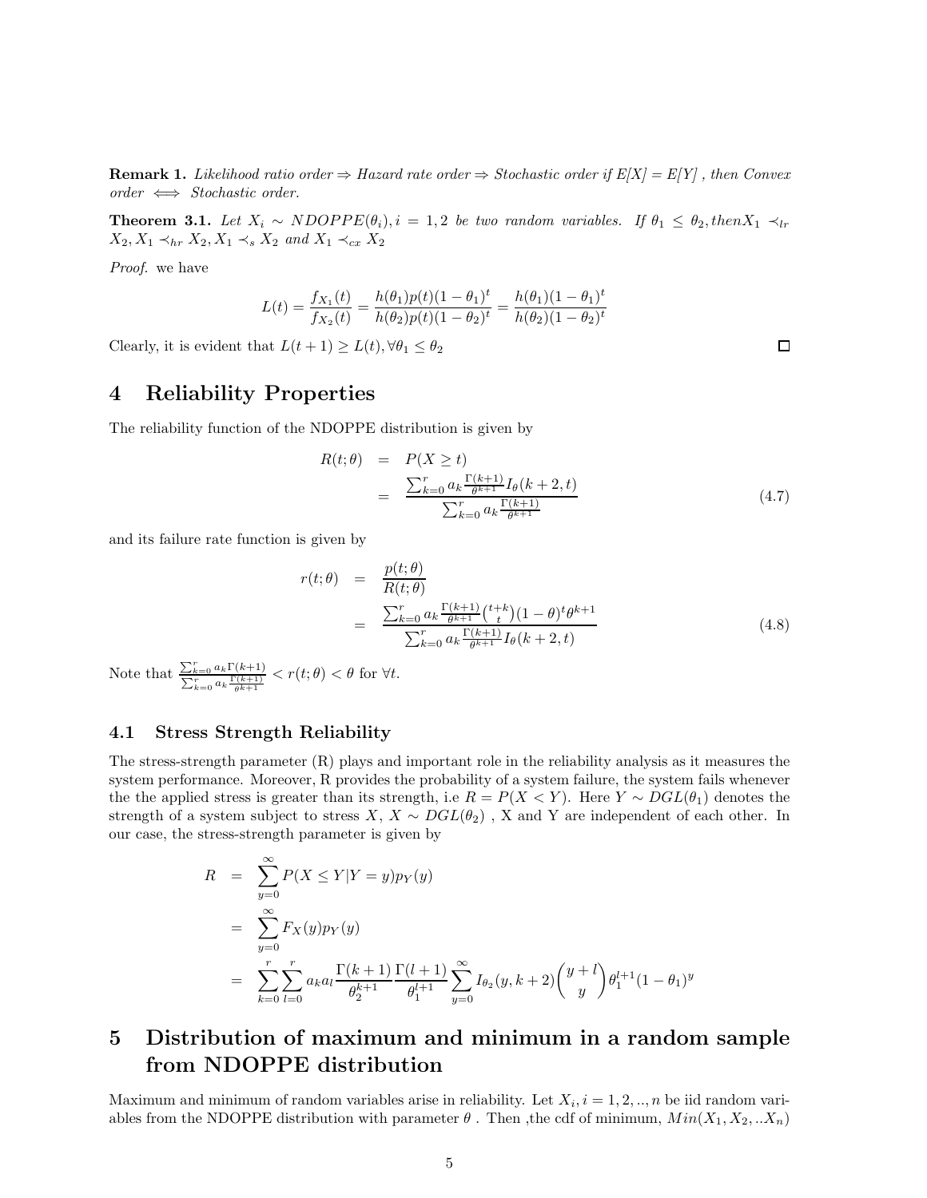**Remark 1.** *Likelihood ratio order ⇒ Hazard rate order ⇒ Stochastic order if E[X] = E[Y] , then Convex order ⟺ Stochastic order.*

**Theorem 3.1.** *Let $X_i \sim NDOPPE(\theta_i), i = 1, 2$ be two random variables. If $\theta_1 \leq \theta_2$, then $X_1 \prec_{lr} X_2, X_1 \prec_{hr} X_2, X_1 \prec_s X_2$ and $X_1 \prec_{cx} X_2$*

*Proof.* we have

$$L(t) = \frac{f_{X_1}(t)}{f_{X_2}(t)} = \frac{h(\theta_1)p(t)(1-\theta_1)^t}{h(\theta_2)p(t)(1-\theta_2)^t} = \frac{h(\theta_1)(1-\theta_1)^t}{h(\theta_2)(1-\theta_2)^t}$$

Clearly, it is evident that $L(t+1) \geq L(t), \forall \theta_1 \leq \theta_2$ □

# 4 Reliability Properties

The reliability function of the NDOPPE distribution is given by

$$\begin{aligned} R(t;\theta) &= P(X \geq t) \\ &= \frac{\sum_{k=0}^{r} a_k \frac{\Gamma(k+1)}{\theta^{k+1}} I_\theta(k+2,t)}{\sum_{k=0}^{r} a_k \frac{\Gamma(k+1)}{\theta^{k+1}}} \end{aligned} \tag{4.7}$$

and its failure rate function is given by

$$\begin{aligned} r(t;\theta) &= \frac{p(t;\theta)}{R(t;\theta)} \\ &= \frac{\sum_{k=0}^{r} a_k \frac{\Gamma(k+1)}{\theta^{k+1}} \binom{t+k}{t} (1-\theta)^t \theta^{k+1}}{\sum_{k=0}^{r} a_k \frac{\Gamma(k+1)}{\theta^{k+1}} I_\theta(k+2,t)} \end{aligned} \tag{4.8}$$

Note that $\frac{\sum_{k=0}^{r} a_k \Gamma(k+1)}{\sum_{k=0}^{r} a_k \frac{\Gamma(k+1)}{\theta^{k+1}}} < r(t;\theta) < \theta$ for $\forall t$.

## 4.1 Stress Strength Reliability

The stress-strength parameter (R) plays and important role in the reliability analysis as it measures the system performance. Moreover, R provides the probability of a system failure, the system fails whenever the the applied stress is greater than its strength, i.e $R = P(X < Y)$. Here $Y \sim DGL(\theta_1)$ denotes the strength of a system subject to stress $X$, $X \sim DGL(\theta_2)$ , X and Y are independent of each other. In our case, the stress-strength parameter is given by

$$\begin{aligned} R &= \sum_{y=0}^{\infty} P(X \leq Y | Y = y) p_Y(y) \\ &= \sum_{y=0}^{\infty} F_X(y) p_Y(y) \\ &= \sum_{k=0}^{r} \sum_{l=0}^{r} a_k a_l \frac{\Gamma(k+1)}{\theta_2^{k+1}} \frac{\Gamma(l+1)}{\theta_1^{l+1}} \sum_{y=0}^{\infty} I_{\theta_2}(y, k+2) \binom{y+l}{y} \theta_1^{l+1} (1-\theta_1)^y \end{aligned}$$

# 5 Distribution of maximum and minimum in a random sample from NDOPPE distribution

Maximum and minimum of random variables arise in reliability. Let $X_i, i = 1, 2, .., n$ be iid random variables from the NDOPPE distribution with parameter $\theta$ . Then ,the cdf of minimum, $Min(X_1, X_2, ..X_n)$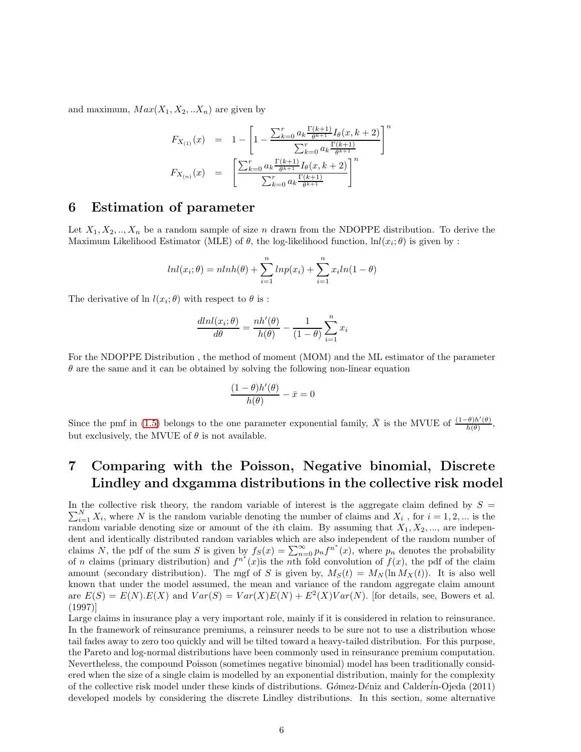and maximum, $Max(X_1, X_2, ..X_n)$ are given by

$$
\begin{aligned}
F_{X_{(1)}}(x) &= 1 - \left[1 - \frac{\sum_{k=0}^{r} a_k \frac{\Gamma(k+1)}{\theta^{k+1}} I_\theta(x, k+2)}{\sum_{k=0}^{r} a_k \frac{\Gamma(k+1)}{\theta^{k+1}}}\right]^n \\
F_{X_{(n)}}(x) &= \left[\frac{\sum_{k=0}^{r} a_k \frac{\Gamma(k+1)}{\theta^{k+1}} I_\theta(x, k+2)}{\sum_{k=0}^{r} a_k \frac{\Gamma(k+1)}{\theta^{k+1}}}\right]^n
\end{aligned}
$$

# 6 Estimation of parameter

Let $X_1, X_2, .., X_n$ be a random sample of size $n$ drawn from the NDOPPE distribution. To derive the Maximum Likelihood Estimator (MLE) of $\theta$, the log-likelihood function, $\ln l(x_i; \theta)$ is given by :

$$
lnl(x_i; \theta) = nlnh(\theta) + \sum_{i=1}^{n} lnp(x_i) + \sum_{i=1}^{n} x_i ln(1-\theta)
$$

The derivative of $\ln l(x_i; \theta)$ with respect to $\theta$ is :

$$
\frac{dlnl(x_i; \theta)}{d\theta} = \frac{nh'(\theta)}{h(\theta)} - \frac{1}{(1-\theta)} \sum_{i=1}^{n} x_i
$$

For the NDOPPE Distribution , the method of moment (MOM) and the ML estimator of the parameter $\theta$ are the same and it can be obtained by solving the following non-linear equation

$$
\frac{(1-\theta)h'(\theta)}{h(\theta)} - \bar{x} = 0
$$

Since the pmf in (1.5) belongs to the one parameter exponential family, $\bar{X}$ is the MVUE of $\frac{(1-\theta)h'(\theta)}{h(\theta)}$, but exclusively, the MVUE of $\theta$ is not available.

# 7 Comparing with the Poisson, Negative binomial, Discrete Lindley and dxgamma distributions in the collective risk model

In the collective risk theory, the random variable of interest is the aggregate claim defined by $S = \sum_{i=1}^{N} X_i$, where $N$ is the random variable denoting the number of claims and $X_i$ , for $i = 1, 2, ...$ is the random variable denoting size or amount of the $i$th claim. By assuming that $X_1, X_2, ...,$ are independent and identically distributed random variables which are also independent of the random number of claims $N$, the pdf of the sum $S$ is given by $f_S(x) = \sum_{n=0}^{\infty} p_n f^{n^*}(x)$, where $p_n$ denotes the probability of $n$ claims (primary distribution) and $f^{n^*}(x)$is the $n$th fold convolution of $f(x)$, the pdf of the claim amount (secondary distribution). The mgf of $S$ is given by, $M_S(t) = M_N(\ln M_X(t))$. It is also well known that under the model assumed, the mean and variance of the random aggregate claim amount are $E(S) = E(N).E(X)$ and $Var(S) = Var(X)E(N) + E^2(X)Var(N)$. [for details, see, Bowers et al. (1997)]

Large claims in insurance play a very important role, mainly if it is considered in relation to reinsurance. In the framework of reinsurance premiums, a reinsurer needs to be sure not to use a distribution whose tail fades away to zero too quickly and will be tilted toward a heavy-tailed distribution. For this purpose, the Pareto and log-normal distributions have been commonly used in reinsurance premium computation. Nevertheless, the compound Poisson (sometimes negative binomial) model has been traditionally considered when the size of a single claim is modelled by an exponential distribution, mainly for the complexity of the collective risk model under these kinds of distributions. Gómez-Déniz and Calderín-Ojeda (2011) developed models by considering the discrete Lindley distributions. In this section, some alternative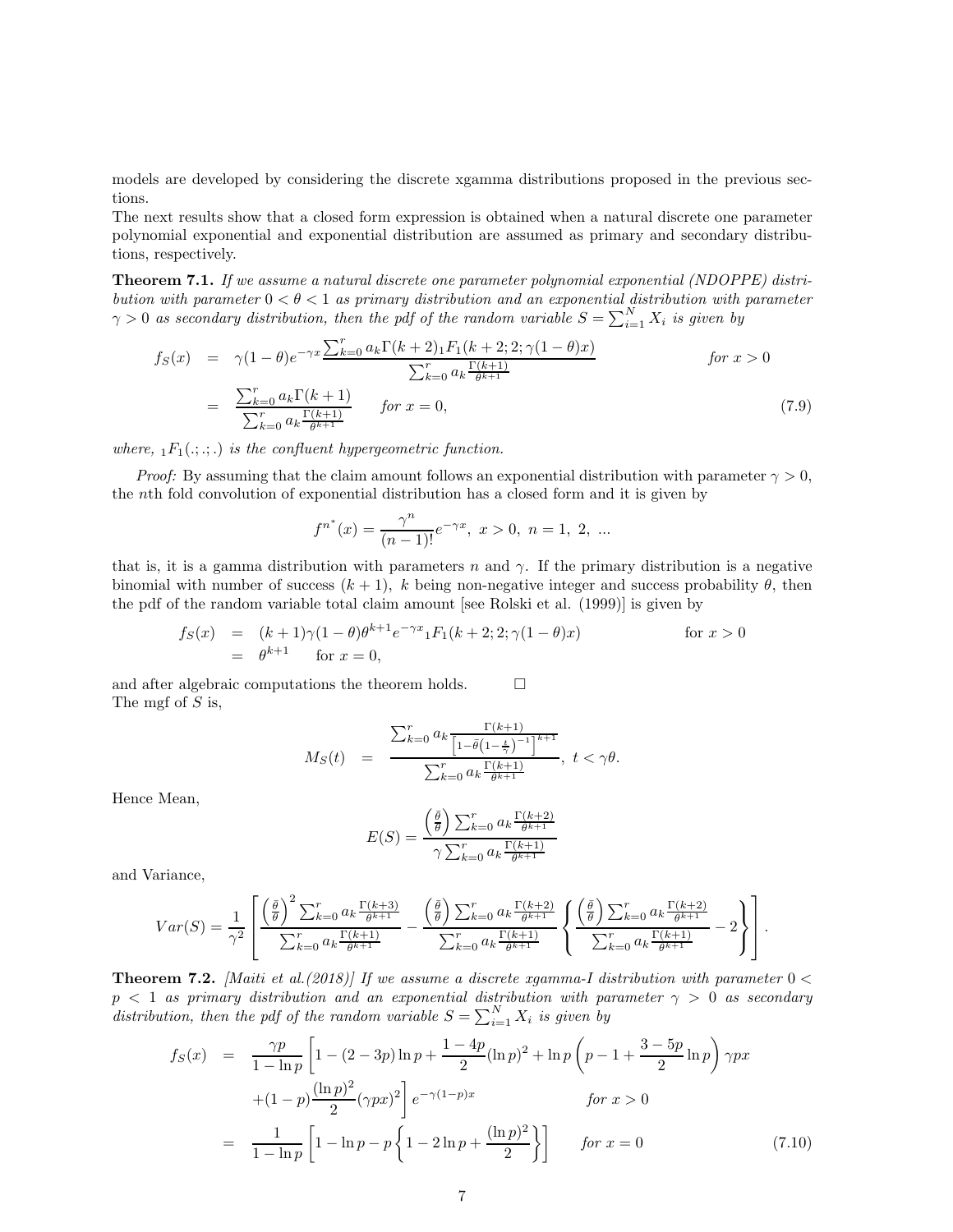models are developed by considering the discrete xgamma distributions proposed in the previous sections.
The next results show that a closed form expression is obtained when a natural discrete one parameter polynomial exponential and exponential distribution are assumed as primary and secondary distributions, respectively.

**Theorem 7.1.** *If we assume a natural discrete one parameter polynomial exponential (NDOPPE) distribution with parameter $0<\theta<1$ as primary distribution and an exponential distribution with parameter $\gamma>0$ as secondary distribution, then the pdf of the random variable $S=\sum_{i=1}^{N} X_i$ is given by*

$$
\begin{aligned}
f_S(x) &= \gamma(1-\theta)e^{-\gamma x}\frac{\sum_{k=0}^{r} a_k \Gamma(k+2)\,{}_1F_1(k+2;2;\gamma(1-\theta)x)}{\sum_{k=0}^{r} a_k \frac{\Gamma(k+1)}{\theta^{k+1}}} \qquad \text{for } x>0 \\
&= \frac{\sum_{k=0}^{r} a_k \Gamma(k+1)}{\sum_{k=0}^{r} a_k \frac{\Gamma(k+1)}{\theta^{k+1}}} \qquad \text{for } x=0, \qquad (7.9)
\end{aligned}
$$

*where, ${}_1F_1(.;.;.)$ is the confluent hypergeometric function.*

*Proof:* By assuming that the claim amount follows an exponential distribution with parameter $\gamma>0$, the $n$th fold convolution of exponential distribution has a closed form and it is given by

$$
f^{n^*}(x) = \frac{\gamma^n}{(n-1)!}e^{-\gamma x},\ x>0,\ n=1,\ 2,\ ...
$$

that is, it is a gamma distribution with parameters $n$ and $\gamma$. If the primary distribution is a negative binomial with number of success $(k+1)$, $k$ being non-negative integer and success probability $\theta$, then the pdf of the random variable total claim amount [see Rolski et al. (1999)] is given by

$$
\begin{aligned}
f_S(x) &= (k+1)\gamma(1-\theta)\theta^{k+1}e^{-\gamma x}{}_1F_1(k+2;2;\gamma(1-\theta)x) \qquad \text{for } x>0 \\
&= \theta^{k+1} \qquad \text{for } x=0,
\end{aligned}
$$

and after algebraic computations the theorem holds. $\square$
The mgf of $S$ is,

$$
M_S(t) = \frac{\sum_{k=0}^{r} a_k \frac{\Gamma(k+1)}{\left[1-\bar{\theta}\left(1-\frac{t}{\gamma}\right)^{-1}\right]^{k+1}}}{\sum_{k=0}^{r} a_k \frac{\Gamma(k+1)}{\theta^{k+1}}},\ t<\gamma\theta.
$$

Hence Mean,

$$
E(S) = \frac{\left(\frac{\bar{\theta}}{\theta}\right)\sum_{k=0}^{r} a_k \frac{\Gamma(k+2)}{\theta^{k+1}}}{\gamma\sum_{k=0}^{r} a_k \frac{\Gamma(k+1)}{\theta^{k+1}}}
$$

and Variance,

$$
Var(S) = \frac{1}{\gamma^2}\left[\frac{\left(\frac{\bar{\theta}}{\theta}\right)^2\sum_{k=0}^{r} a_k \frac{\Gamma(k+3)}{\theta^{k+1}}}{\sum_{k=0}^{r} a_k \frac{\Gamma(k+1)}{\theta^{k+1}}} - \frac{\left(\frac{\bar{\theta}}{\theta}\right)\sum_{k=0}^{r} a_k \frac{\Gamma(k+2)}{\theta^{k+1}}}{\sum_{k=0}^{r} a_k \frac{\Gamma(k+1)}{\theta^{k+1}}}\left\{\frac{\left(\frac{\bar{\theta}}{\theta}\right)\sum_{k=0}^{r} a_k \frac{\Gamma(k+2)}{\theta^{k+1}}}{\sum_{k=0}^{r} a_k \frac{\Gamma(k+1)}{\theta^{k+1}}} - 2\right\}\right].
$$

**Theorem 7.2.** *[Maiti et al.(2018)] If we assume a discrete xgamma-I distribution with parameter $0<p<1$ as primary distribution and an exponential distribution with parameter $\gamma>0$ as secondary distribution, then the pdf of the random variable $S=\sum_{i=1}^{N} X_i$ is given by*

$$
\begin{aligned}
f_S(x) &= \frac{\gamma p}{1-\ln p}\left[1-(2-3p)\ln p + \frac{1-4p}{2}(\ln p)^2 + \ln p\left(p-1+\frac{3-5p}{2}\ln p\right)\gamma p x \right. \\
&\quad \left. +(1-p)\frac{(\ln p)^2}{2}(\gamma p x)^2\right] e^{-\gamma(1-p)x} \qquad \text{for } x>0 \\
&= \frac{1}{1-\ln p}\left[1-\ln p - p\left\{1-2\ln p+\frac{(\ln p)^2}{2}\right\}\right] \qquad \text{for } x=0 \qquad (7.10)
\end{aligned}
$$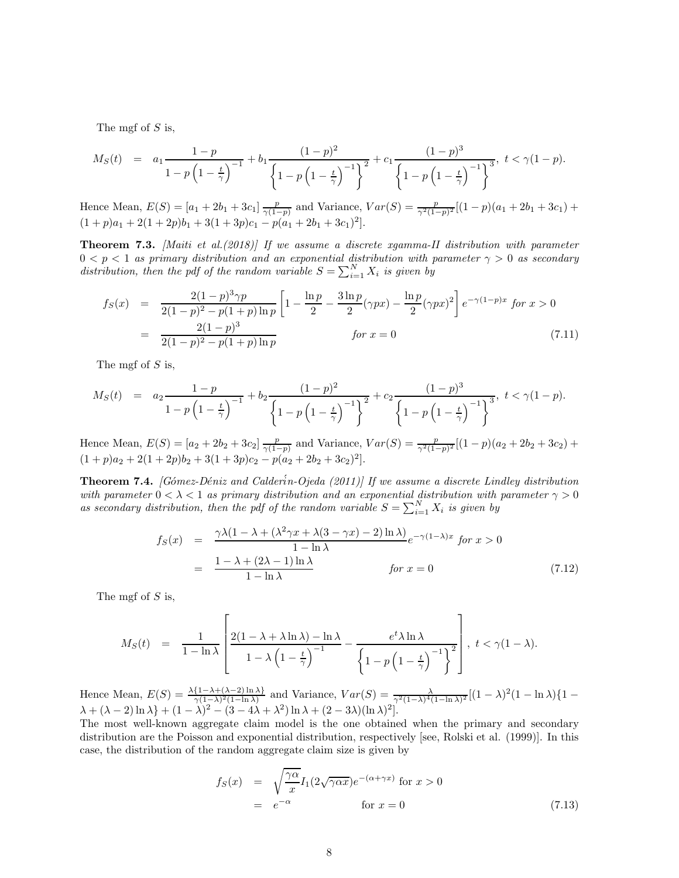The mgf of $S$ is,

$$M_S(t) = a_1 \frac{1-p}{1-p\left(1-\frac{t}{\gamma}\right)^{-1}} + b_1 \frac{(1-p)^2}{\left\{1-p\left(1-\frac{t}{\gamma}\right)^{-1}\right\}^2} + c_1 \frac{(1-p)^3}{\left\{1-p\left(1-\frac{t}{\gamma}\right)^{-1}\right\}^3}, \; t < \gamma(1-p).$$

Hence Mean, $E(S) = [a_1 + 2b_1 + 3c_1]\frac{p}{\gamma(1-p)}$ and Variance, $Var(S) = \frac{p}{\gamma^2(1-p)^2}[(1-p)(a_1+2b_1+3c_1) + (1+p)a_1 + 2(1+2p)b_1 + 3(1+3p)c_1 - p(a_1+2b_1+3c_1)^2]$.

**Theorem 7.3.** *[Maiti et al.(2018)] If we assume a discrete xgamma-II distribution with parameter $0 < p < 1$ as primary distribution and an exponential distribution with parameter $\gamma > 0$ as secondary distribution, then the pdf of the random variable $S = \sum_{i=1}^{N} X_i$ is given by*

$$\begin{aligned} f_S(x) &= \frac{2(1-p)^3\gamma p}{2(1-p)^2 - p(1+p)\ln p}\left[1 - \frac{\ln p}{2} - \frac{3\ln p}{2}(\gamma p x) - \frac{\ln p}{2}(\gamma p x)^2\right] e^{-\gamma(1-p)x} \; \text{for } x > 0 \\ &= \frac{2(1-p)^3}{2(1-p)^2 - p(1+p)\ln p} \qquad \text{for } x = 0 \end{aligned} \tag{7.11}$$

The mgf of $S$ is,

$$M_S(t) = a_2 \frac{1-p}{1-p\left(1-\frac{t}{\gamma}\right)^{-1}} + b_2 \frac{(1-p)^2}{\left\{1-p\left(1-\frac{t}{\gamma}\right)^{-1}\right\}^2} + c_2 \frac{(1-p)^3}{\left\{1-p\left(1-\frac{t}{\gamma}\right)^{-1}\right\}^3}, \; t < \gamma(1-p).$$

Hence Mean, $E(S) = [a_2 + 2b_2 + 3c_2]\frac{p}{\gamma(1-p)}$ and Variance, $Var(S) = \frac{p}{\gamma^2(1-p)^2}[(1-p)(a_2+2b_2+3c_2) + (1+p)a_2 + 2(1+2p)b_2 + 3(1+3p)c_2 - p(a_2+2b_2+3c_2)^2]$.

**Theorem 7.4.** *[Gómez-Déniz and Calderín-Ojeda (2011)] If we assume a discrete Lindley distribution with parameter $0 < \lambda < 1$ as primary distribution and an exponential distribution with parameter $\gamma > 0$ as secondary distribution, then the pdf of the random variable $S = \sum_{i=1}^{N} X_i$ is given by*

$$\begin{aligned} f_S(x) &= \frac{\gamma\lambda(1-\lambda+(\lambda^2\gamma x + \lambda(3-\gamma x)-2)\ln\lambda)}{1-\ln\lambda} e^{-\gamma(1-\lambda)x} \; \text{for } x > 0 \\ &= \frac{1-\lambda+(2\lambda-1)\ln\lambda}{1-\ln\lambda} \qquad \text{for } x = 0 \end{aligned} \tag{7.12}$$

The mgf of $S$ is,

$$M_S(t) = \frac{1}{1-\ln\lambda}\left[\frac{2(1-\lambda+\lambda\ln\lambda)-\ln\lambda}{1-\lambda\left(1-\frac{t}{\gamma}\right)^{-1}} - \frac{e^t\lambda\ln\lambda}{\left\{1-p\left(1-\frac{t}{\gamma}\right)^{-1}\right\}^2}\right], \; t < \gamma(1-\lambda).$$

Hence Mean, $E(S) = \frac{\lambda\{1-\lambda+(\lambda-2)\ln\lambda\}}{\gamma(1-\lambda)^2(1-\ln\lambda)}$ and Variance, $Var(S) = \frac{\lambda}{\gamma^2(1-\lambda)^4(1-\ln\lambda)^2}[(1-\lambda)^2(1-\ln\lambda)\{1-\lambda+(\lambda-2)\ln\lambda\} + (1-\lambda)^2 - (3-4\lambda+\lambda^2)\ln\lambda + (2-3\lambda)(\ln\lambda)^2]$.

The most well-known aggregate claim model is the one obtained when the primary and secondary distribution are the Poisson and exponential distribution, respectively [see, Rolski et al. (1999)]. In this case, the distribution of the random aggregate claim size is given by

$$\begin{aligned} f_S(x) &= \sqrt{\frac{\gamma\alpha}{x}} I_1(2\sqrt{\gamma\alpha x}) e^{-(\alpha+\gamma x)} \; \text{for } x > 0 \\ &= e^{-\alpha} \qquad \text{for } x = 0 \end{aligned} \tag{7.13}$$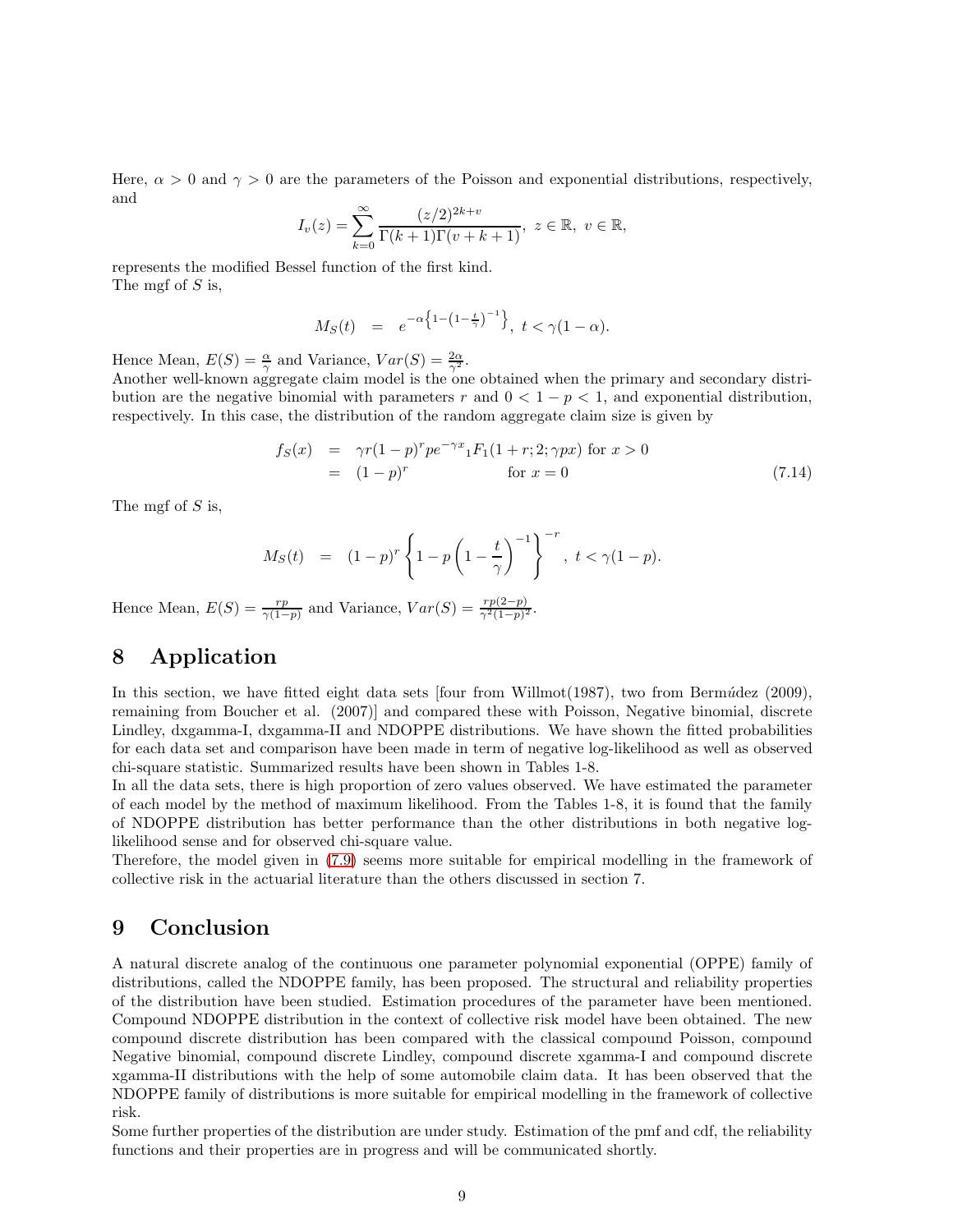Here, $\alpha > 0$ and $\gamma > 0$ are the parameters of the Poisson and exponential distributions, respectively, and

$$I_v(z) = \sum_{k=0}^{\infty} \frac{(z/2)^{2k+v}}{\Gamma(k+1)\Gamma(v+k+1)}, \ z \in \mathbb{R}, \ v \in \mathbb{R},$$

represents the modified Bessel function of the first kind.
The mgf of $S$ is,

$$M_S(t) \;\; = \;\; e^{-\alpha\left\{1-\left(1-\frac{t}{\gamma}\right)^{-1}\right\}}, \ t < \gamma(1-\alpha).$$

Hence Mean, $E(S) = \frac{\alpha}{\gamma}$ and Variance, $Var(S) = \frac{2\alpha}{\gamma^2}$.
Another well-known aggregate claim model is the one obtained when the primary and secondary distribution are the negative binomial with parameters $r$ and $0 < 1-p < 1$, and exponential distribution, respectively. In this case, the distribution of the random aggregate claim size is given by

$$\begin{aligned} f_S(x) &= \gamma r(1-p)^r p e^{-\gamma x} {}_1F_1(1+r; 2; \gamma p x) \text{ for } x > 0 \\ &= (1-p)^r \qquad\qquad\qquad\qquad \text{for } x = 0 \end{aligned} \tag{7.14}$$

The mgf of $S$ is,

$$M_S(t) \;\; = \;\; (1-p)^r \left\{1 - p\left(1 - \frac{t}{\gamma}\right)^{-1}\right\}^{-r}, \ t < \gamma(1-p).$$

Hence Mean, $E(S) = \frac{rp}{\gamma(1-p)}$ and Variance, $Var(S) = \frac{rp(2-p)}{\gamma^2(1-p)^2}$.

# 8 Application

In this section, we have fitted eight data sets [four from Willmot(1987), two from Bermúdez (2009), remaining from Boucher et al. (2007)] and compared these with Poisson, Negative binomial, discrete Lindley, dxgamma-I, dxgamma-II and NDOPPE distributions. We have shown the fitted probabilities for each data set and comparison have been made in term of negative log-likelihood as well as observed chi-square statistic. Summarized results have been shown in Tables 1-8.
In all the data sets, there is high proportion of zero values observed. We have estimated the parameter of each model by the method of maximum likelihood. From the Tables 1-8, it is found that the family of NDOPPE distribution has better performance than the other distributions in both negative log-likelihood sense and for observed chi-square value.
Therefore, the model given in (7.9) seems more suitable for empirical modelling in the framework of collective risk in the actuarial literature than the others discussed in section 7.

# 9 Conclusion

A natural discrete analog of the continuous one parameter polynomial exponential (OPPE) family of distributions, called the NDOPPE family, has been proposed. The structural and reliability properties of the distribution have been studied. Estimation procedures of the parameter have been mentioned. Compound NDOPPE distribution in the context of collective risk model have been obtained. The new compound discrete distribution has been compared with the classical compound Poisson, compound Negative binomial, compound discrete Lindley, compound discrete xgamma-I and compound discrete xgamma-II distributions with the help of some automobile claim data. It has been observed that the NDOPPE family of distributions is more suitable for empirical modelling in the framework of collective risk.
Some further properties of the distribution are under study. Estimation of the pmf and cdf, the reliability functions and their properties are in progress and will be communicated shortly.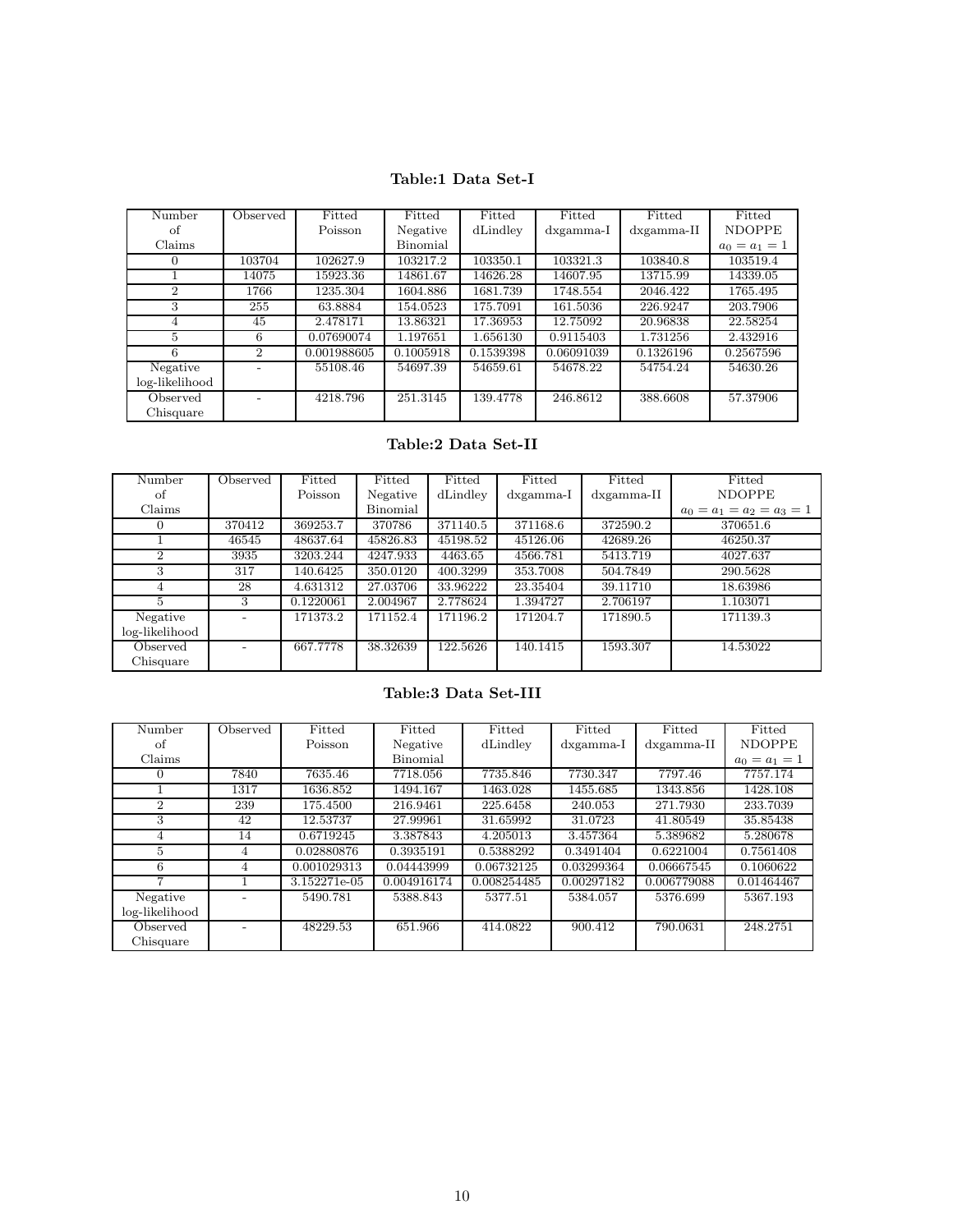**Table:1 Data Set-I**

| Number of Claims | Observed | Fitted Poisson | Fitted Negative Binomial | Fitted dLindley | Fitted dxgamma-I | Fitted dxgamma-II | Fitted NDOPPE $a_0 = a_1 = 1$ |
|---|---|---|---|---|---|---|---|
| 0 | 103704 | 102627.9 | 103217.2 | 103350.1 | 103321.3 | 103840.8 | 103519.4 |
| 1 | 14075 | 15923.36 | 14861.67 | 14626.28 | 14607.95 | 13715.99 | 14339.05 |
| 2 | 1766 | 1235.304 | 1604.886 | 1681.739 | 1748.554 | 2046.422 | 1765.495 |
| 3 | 255 | 63.8884 | 154.0523 | 175.7091 | 161.5036 | 226.9247 | 203.7906 |
| 4 | 45 | 2.478171 | 13.86321 | 17.36953 | 12.75092 | 20.96838 | 22.58254 |
| 5 | 6 | 0.07690074 | 1.197651 | 1.656130 | 0.9115403 | 1.731256 | 2.432916 |
| 6 | 2 | 0.001988605 | 0.1005918 | 0.1539398 | 0.06091039 | 0.1326196 | 0.2567596 |
| Negative log-likelihood | - | 55108.46 | 54697.39 | 54659.61 | 54678.22 | 54754.24 | 54630.26 |
| Observed Chisquare | - | 4218.796 | 251.3145 | 139.4778 | 246.8612 | 388.6608 | 57.37906 |

**Table:2 Data Set-II**

| Number of Claims | Observed | Fitted Poisson | Fitted Negative Binomial | Fitted dLindley | Fitted dxgamma-I | Fitted dxgamma-II | Fitted NDOPPE $a_0 = a_1 = a_2 = a_3 = 1$ |
|---|---|---|---|---|---|---|---|
| 0 | 370412 | 369253.7 | 370786 | 371140.5 | 371168.6 | 372590.2 | 370651.6 |
| 1 | 46545 | 48637.64 | 45826.83 | 45198.52 | 45126.06 | 42689.26 | 46250.37 |
| 2 | 3935 | 3203.244 | 4247.933 | 4463.65 | 4566.781 | 5413.719 | 4027.637 |
| 3 | 317 | 140.6425 | 350.0120 | 400.3299 | 353.7008 | 504.7849 | 290.5628 |
| 4 | 28 | 4.631312 | 27.03706 | 33.96222 | 23.35404 | 39.11710 | 18.63986 |
| 5 | 3 | 0.1220061 | 2.004967 | 2.778624 | 1.394727 | 2.706197 | 1.103071 |
| Negative log-likelihood | - | 171373.2 | 171152.4 | 171196.2 | 171204.7 | 171890.5 | 171139.3 |
| Observed Chisquare | - | 667.7778 | 38.32639 | 122.5626 | 140.1415 | 1593.307 | 14.53022 |

**Table:3 Data Set-III**

| Number of Claims | Observed | Fitted Poisson | Fitted Negative Binomial | Fitted dLindley | Fitted dxgamma-I | Fitted dxgamma-II | Fitted NDOPPE $a_0 = a_1 = 1$ |
|---|---|---|---|---|---|---|---|
| 0 | 7840 | 7635.46 | 7718.056 | 7735.846 | 7730.347 | 7797.46 | 7757.174 |
| 1 | 1317 | 1636.852 | 1494.167 | 1463.028 | 1455.685 | 1343.856 | 1428.108 |
| 2 | 239 | 175.4500 | 216.9461 | 225.6458 | 240.053 | 271.7930 | 233.7039 |
| 3 | 42 | 12.53737 | 27.99961 | 31.65992 | 31.0723 | 41.80549 | 35.85438 |
| 4 | 14 | 0.6719245 | 3.387843 | 4.205013 | 3.457364 | 5.389682 | 5.280678 |
| 5 | 4 | 0.02880876 | 0.3935191 | 0.5388292 | 0.3491404 | 0.6221004 | 0.7561408 |
| 6 | 4 | 0.001029313 | 0.04443999 | 0.06732125 | 0.03299364 | 0.06667545 | 0.1060622 |
| 7 | 1 | 3.152271e-05 | 0.004916174 | 0.008254485 | 0.00297182 | 0.006779088 | 0.01464467 |
| Negative log-likelihood | - | 5490.781 | 5388.843 | 5377.51 | 5384.057 | 5376.699 | 5367.193 |
| Observed Chisquare | - | 48229.53 | 651.966 | 414.0822 | 900.412 | 790.0631 | 248.2751 |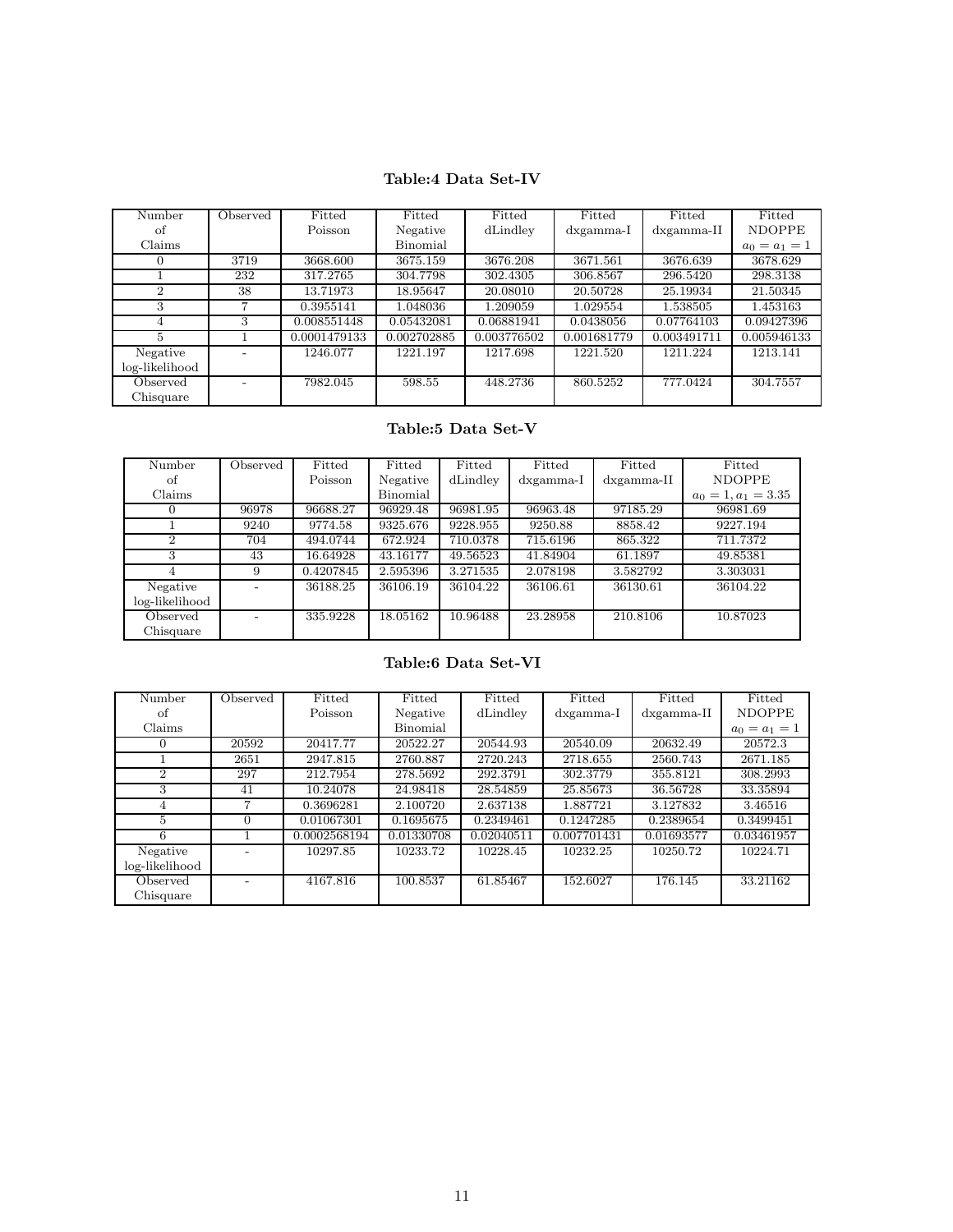**Table:4 Data Set-IV**

| Number of Claims | Observed | Fitted Poisson | Fitted Negative Binomial | Fitted dLindley | Fitted dxgamma-I | Fitted dxgamma-II | Fitted NDOPPE $a_0 = a_1 = 1$ |
|---|---|---|---|---|---|---|---|
| 0 | 3719 | 3668.600 | 3675.159 | 3676.208 | 3671.561 | 3676.639 | 3678.629 |
| 1 | 232 | 317.2765 | 304.7798 | 302.4305 | 306.8567 | 296.5420 | 298.3138 |
| 2 | 38 | 13.71973 | 18.95647 | 20.08010 | 20.50728 | 25.19934 | 21.50345 |
| 3 | 7 | 0.3955141 | 1.048036 | 1.209059 | 1.029554 | 1.538505 | 1.453163 |
| 4 | 3 | 0.008551448 | 0.05432081 | 0.06881941 | 0.0438056 | 0.07764103 | 0.09427396 |
| 5 | 1 | 0.0001479133 | 0.002702885 | 0.003776502 | 0.001681779 | 0.003491711 | 0.005946133 |
| Negative log-likelihood | - | 1246.077 | 1221.197 | 1217.698 | 1221.520 | 1211.224 | 1213.141 |
| Observed Chisquare | - | 7982.045 | 598.55 | 448.2736 | 860.5252 | 777.0424 | 304.7557 |

**Table:5 Data Set-V**

| Number of Claims | Observed | Fitted Poisson | Fitted Negative Binomial | Fitted dLindley | Fitted dxgamma-I | Fitted dxgamma-II | Fitted NDOPPE $a_0 = 1, a_1 = 3.35$ |
|---|---|---|---|---|---|---|---|
| 0 | 96978 | 96688.27 | 96929.48 | 96981.95 | 96963.48 | 97185.29 | 96981.69 |
| 1 | 9240 | 9774.58 | 9325.676 | 9228.955 | 9250.88 | 8858.42 | 9227.194 |
| 2 | 704 | 494.0744 | 672.924 | 710.0378 | 715.6196 | 865.322 | 711.7372 |
| 3 | 43 | 16.64928 | 43.16177 | 49.56523 | 41.84904 | 61.1897 | 49.85381 |
| 4 | 9 | 0.4207845 | 2.595396 | 3.271535 | 2.078198 | 3.582792 | 3.303031 |
| Negative log-likelihood | - | 36188.25 | 36106.19 | 36104.22 | 36106.61 | 36130.61 | 36104.22 |
| Observed Chisquare | - | 335.9228 | 18.05162 | 10.96488 | 23.28958 | 210.8106 | 10.87023 |

**Table:6 Data Set-VI**

| Number of Claims | Observed | Fitted Poisson | Fitted Negative Binomial | Fitted dLindley | Fitted dxgamma-I | Fitted dxgamma-II | Fitted NDOPPE $a_0 = a_1 = 1$ |
|---|---|---|---|---|---|---|---|
| 0 | 20592 | 20417.77 | 20522.27 | 20544.93 | 20540.09 | 20632.49 | 20572.3 |
| 1 | 2651 | 2947.815 | 2760.887 | 2720.243 | 2718.655 | 2560.743 | 2671.185 |
| 2 | 297 | 212.7954 | 278.5692 | 292.3791 | 302.3779 | 355.8121 | 308.2993 |
| 3 | 41 | 10.24078 | 24.98418 | 28.54859 | 25.85673 | 36.56728 | 33.35894 |
| 4 | 7 | 0.3696281 | 2.100720 | 2.637138 | 1.887721 | 3.127832 | 3.46516 |
| 5 | 0 | 0.01067301 | 0.1695675 | 0.2349461 | 0.1247285 | 0.2389654 | 0.3499451 |
| 6 | 1 | 0.0002568194 | 0.01330708 | 0.02040511 | 0.007701431 | 0.01693577 | 0.03461957 |
| Negative log-likelihood | - | 10297.85 | 10233.72 | 10228.45 | 10232.25 | 10250.72 | 10224.71 |
| Observed Chisquare | - | 4167.816 | 100.8537 | 61.85467 | 152.6027 | 176.145 | 33.21162 |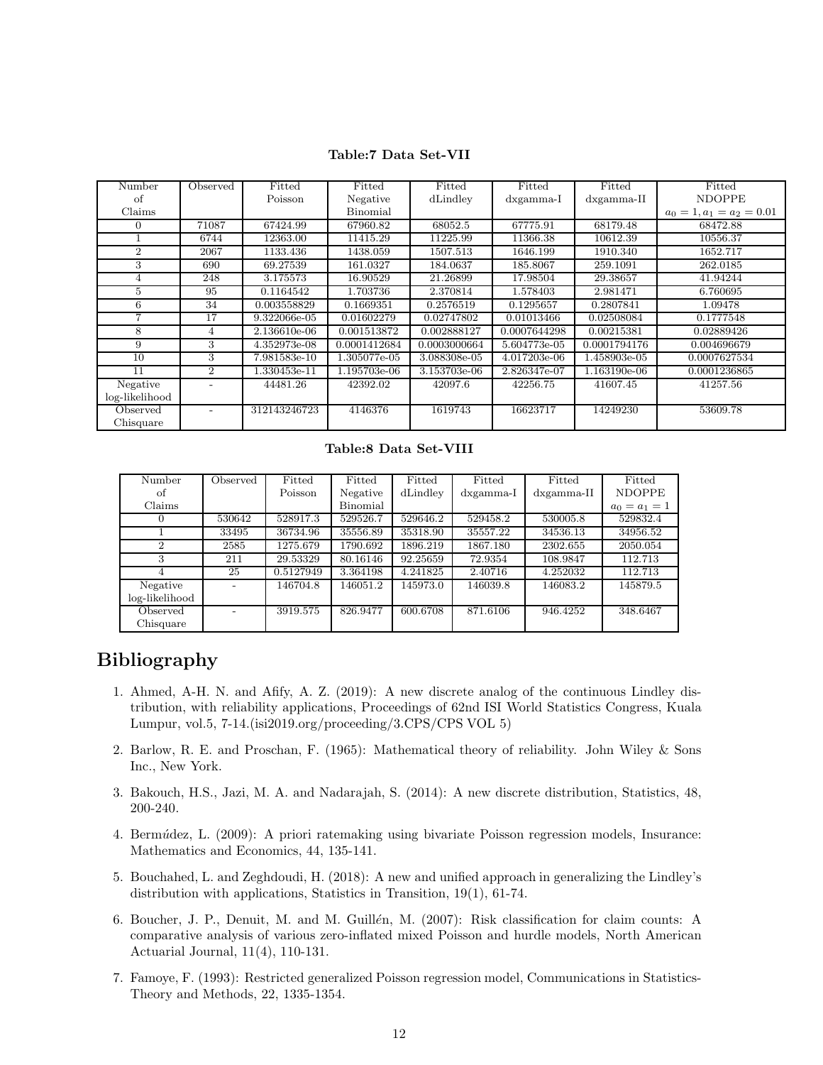**Table:7 Data Set-VII**

| Number of Claims | Observed | Fitted Poisson | Fitted Negative Binomial | Fitted dLindley | Fitted dxgamma-I | Fitted dxgamma-II | Fitted NDOPPE $a_0 = 1, a_1 = a_2 = 0.01$ |
|---|---|---|---|---|---|---|---|
| 0 | 71087 | 67424.99 | 67960.82 | 68052.5 | 67775.91 | 68179.48 | 68472.88 |
| 1 | 6744 | 12363.00 | 11415.29 | 11225.99 | 11366.38 | 10612.39 | 10556.37 |
| 2 | 2067 | 1133.436 | 1438.059 | 1507.513 | 1646.199 | 1910.340 | 1652.717 |
| 3 | 690 | 69.27539 | 161.0327 | 184.0637 | 185.8067 | 259.1091 | 262.0185 |
| 4 | 248 | 3.175573 | 16.90529 | 21.26899 | 17.98504 | 29.38657 | 41.94244 |
| 5 | 95 | 0.1164542 | 1.703736 | 2.370814 | 1.578403 | 2.981471 | 6.760695 |
| 6 | 34 | 0.003558829 | 0.1669351 | 0.2576519 | 0.1295657 | 0.2807841 | 1.09478 |
| 7 | 17 | 9.322066e-05 | 0.01602279 | 0.02747802 | 0.01013466 | 0.02508084 | 0.1777548 |
| 8 | 4 | 2.136610e-06 | 0.001513872 | 0.002888127 | 0.0007644298 | 0.00215381 | 0.02889426 |
| 9 | 3 | 4.352973e-08 | 0.0001412684 | 0.0003000664 | 5.604773e-05 | 0.0001794176 | 0.004696679 |
| 10 | 3 | 7.981583e-10 | 1.305077e-05 | 3.088308e-05 | 4.017203e-06 | 1.458903e-05 | 0.0007627534 |
| 11 | 2 | 1.330453e-11 | 1.195703e-06 | 3.153703e-06 | 2.826347e-07 | 1.163190e-06 | 0.0001236865 |
| Negative log-likelihood | - | 44481.26 | 42392.02 | 42097.6 | 42256.75 | 41607.45 | 41257.56 |
| Observed Chisquare | - | 312143246723 | 4146376 | 1619743 | 16623717 | 14249230 | 53609.78 |

**Table:8 Data Set-VIII**

| Number of Claims | Observed | Fitted Poisson | Fitted Negative Binomial | Fitted dLindley | Fitted dxgamma-I | Fitted dxgamma-II | Fitted NDOPPE $a_0 = a_1 = 1$ |
|---|---|---|---|---|---|---|---|
| 0 | 530642 | 528917.3 | 529526.7 | 529646.2 | 529458.2 | 530005.8 | 529832.4 |
| 1 | 33495 | 36734.96 | 35556.89 | 35318.90 | 35557.22 | 34536.13 | 34956.52 |
| 2 | 2585 | 1275.679 | 1790.692 | 1896.219 | 1867.180 | 2302.655 | 2050.054 |
| 3 | 211 | 29.53329 | 80.16146 | 92.25659 | 72.9354 | 108.9847 | 112.713 |
| 4 | 25 | 0.5127949 | 3.364198 | 4.241825 | 2.40716 | 4.252032 | 112.713 |
| Negative log-likelihood | - | 146704.8 | 146051.2 | 145973.0 | 146039.8 | 146083.2 | 145879.5 |
| Observed Chisquare | - | 3919.575 | 826.9477 | 600.6708 | 871.6106 | 946.4252 | 348.6467 |

# Bibliography

1. Ahmed, A-H. N. and Afify, A. Z. (2019): A new discrete analog of the continuous Lindley distribution, with reliability applications, Proceedings of 62nd ISI World Statistics Congress, Kuala Lumpur, vol.5, 7-14.(isi2019.org/proceeding/3.CPS/CPS VOL 5)

2. Barlow, R. E. and Proschan, F. (1965): Mathematical theory of reliability. John Wiley & Sons Inc., New York.

3. Bakouch, H.S., Jazi, M. A. and Nadarajah, S. (2014): A new discrete distribution, Statistics, 48, 200-240.

4. Bermúdez, L. (2009): A priori ratemaking using bivariate Poisson regression models, Insurance: Mathematics and Economics, 44, 135-141.

5. Bouchahed, L. and Zeghdoudi, H. (2018): A new and unified approach in generalizing the Lindley's distribution with applications, Statistics in Transition, 19(1), 61-74.

6. Boucher, J. P., Denuit, M. and M. Guillén, M. (2007): Risk classification for claim counts: A comparative analysis of various zero-inflated mixed Poisson and hurdle models, North American Actuarial Journal, 11(4), 110-131.

7. Famoye, F. (1993): Restricted generalized Poisson regression model, Communications in Statistics-Theory and Methods, 22, 1335-1354.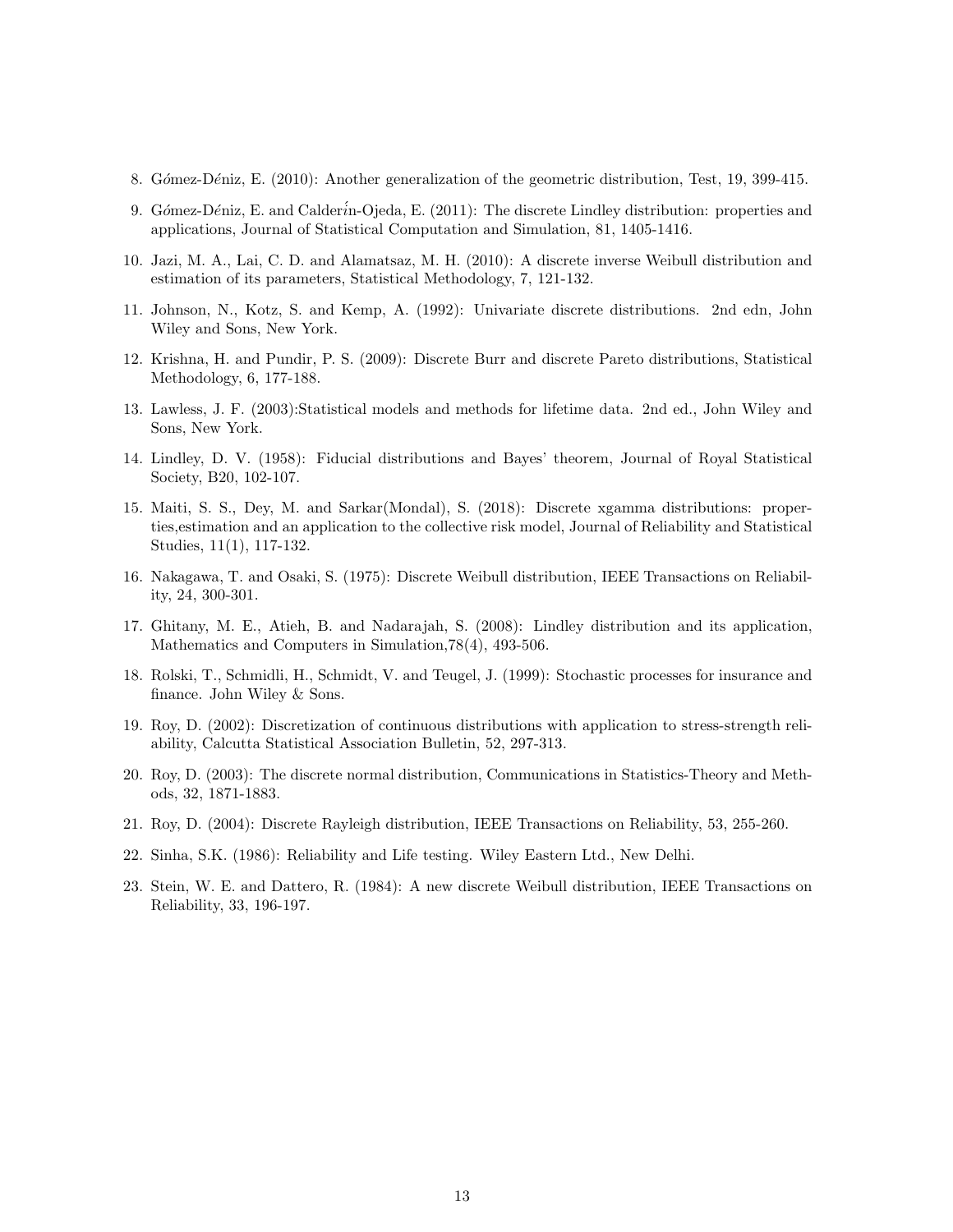8. Gómez-Déniz, E. (2010): Another generalization of the geometric distribution, Test, 19, 399-415.

9. Gómez-Déniz, E. and Calderín-Ojeda, E. (2011): The discrete Lindley distribution: properties and applications, Journal of Statistical Computation and Simulation, 81, 1405-1416.

10. Jazi, M. A., Lai, C. D. and Alamatsaz, M. H. (2010): A discrete inverse Weibull distribution and estimation of its parameters, Statistical Methodology, 7, 121-132.

11. Johnson, N., Kotz, S. and Kemp, A. (1992): Univariate discrete distributions. 2nd edn, John Wiley and Sons, New York.

12. Krishna, H. and Pundir, P. S. (2009): Discrete Burr and discrete Pareto distributions, Statistical Methodology, 6, 177-188.

13. Lawless, J. F. (2003):Statistical models and methods for lifetime data. 2nd ed., John Wiley and Sons, New York.

14. Lindley, D. V. (1958): Fiducial distributions and Bayes' theorem, Journal of Royal Statistical Society, B20, 102-107.

15. Maiti, S. S., Dey, M. and Sarkar(Mondal), S. (2018): Discrete xgamma distributions: properties,estimation and an application to the collective risk model, Journal of Reliability and Statistical Studies, 11(1), 117-132.

16. Nakagawa, T. and Osaki, S. (1975): Discrete Weibull distribution, IEEE Transactions on Reliability, 24, 300-301.

17. Ghitany, M. E., Atieh, B. and Nadarajah, S. (2008): Lindley distribution and its application, Mathematics and Computers in Simulation,78(4), 493-506.

18. Rolski, T., Schmidli, H., Schmidt, V. and Teugel, J. (1999): Stochastic processes for insurance and finance. John Wiley & Sons.

19. Roy, D. (2002): Discretization of continuous distributions with application to stress-strength reliability, Calcutta Statistical Association Bulletin, 52, 297-313.

20. Roy, D. (2003): The discrete normal distribution, Communications in Statistics-Theory and Methods, 32, 1871-1883.

21. Roy, D. (2004): Discrete Rayleigh distribution, IEEE Transactions on Reliability, 53, 255-260.

22. Sinha, S.K. (1986): Reliability and Life testing. Wiley Eastern Ltd., New Delhi.

23. Stein, W. E. and Dattero, R. (1984): A new discrete Weibull distribution, IEEE Transactions on Reliability, 33, 196-197.